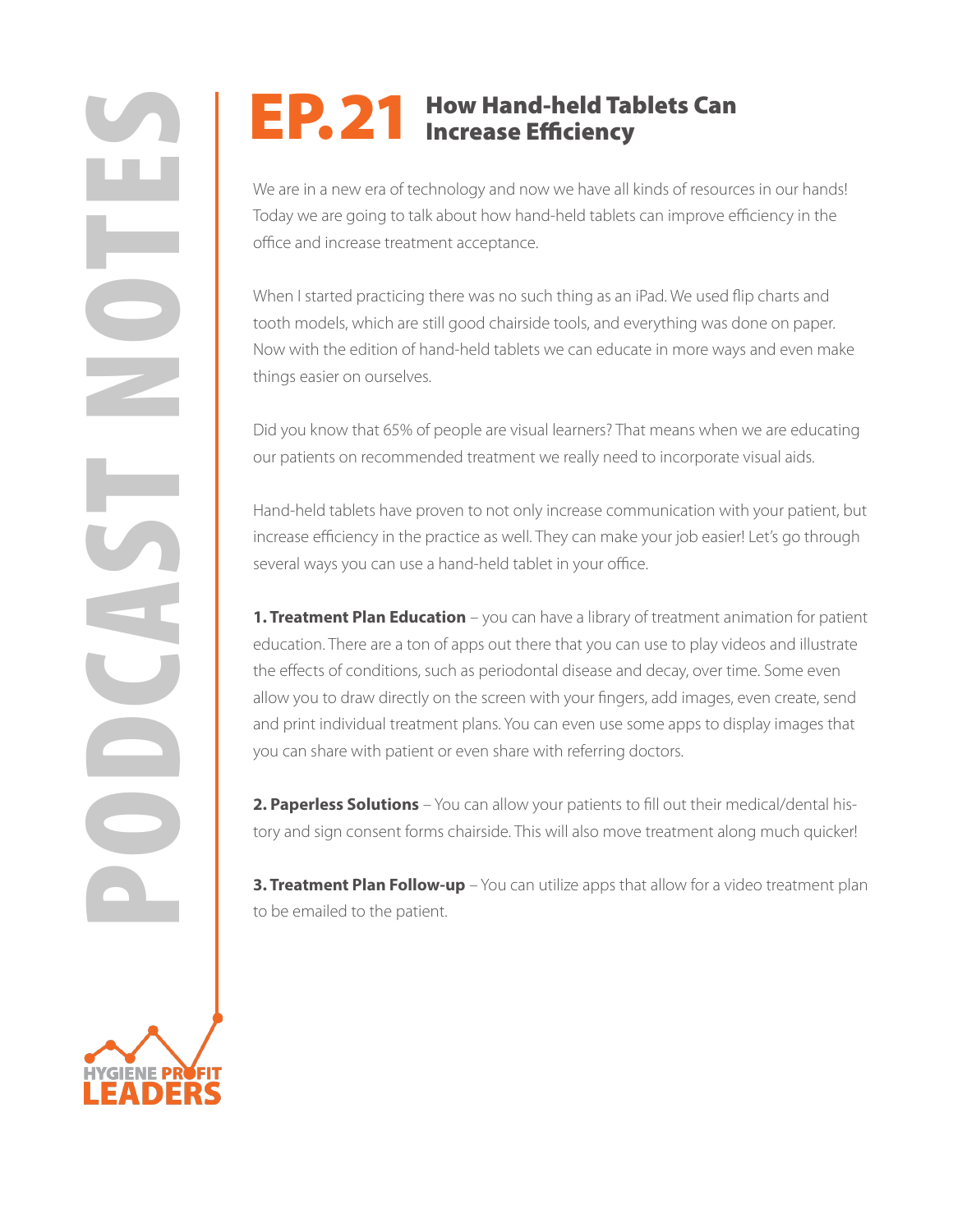# EP.21 How Hand-held Tablets Can Increase Efficiency

We are in a new era of technology and now we have all kinds of resources in our hands! Today we are going to talk about how hand-held tablets can improve efficiency in the office and increase treatment acceptance.

When I started practicing there was no such thing as an iPad. We used flip charts and tooth models, which are still good chairside tools, and everything was done on paper. Now with the edition of hand-held tablets we can educate in more ways and even make things easier on ourselves.

Did you know that 65% of people are visual learners? That means when we are educating our patients on recommended treatment we really need to incorporate visual aids.

Hand-held tablets have proven to not only increase communication with your patient, but increase efficiency in the practice as well. They can make your job easier! Let's go through several ways you can use a hand-held tablet in your office.

**1. Treatment Plan Education** – you can have a library of treatment animation for patient education. There are a ton of apps out there that you can use to play videos and illustrate the effects of conditions, such as periodontal disease and decay, over time. Some even allow you to draw directly on the screen with your fingers, add images, even create, send and print individual treatment plans. You can even use some apps to display images that you can share with patient or even share with referring doctors.

**2. Paperless Solutions** – You can allow your patients to fill out their medical/dental history and sign consent forms chairside. This will also move treatment along much quicker!

**3. Treatment Plan Follow-up** – You can utilize apps that allow for a video treatment plan to be emailed to the patient.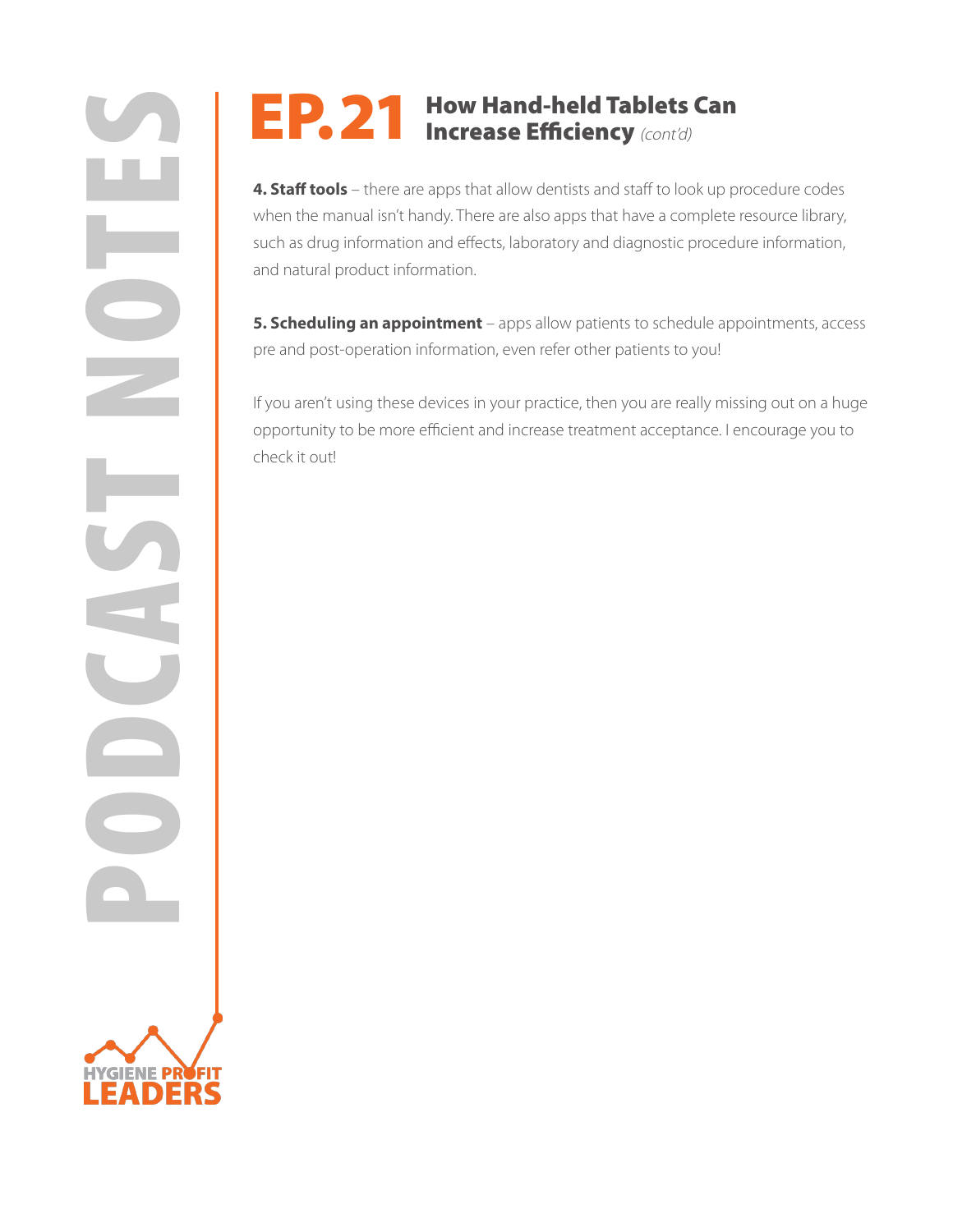# EP.21 How Hand-held Tablets Can Increase Efficiency *(cont'd)*

**4. Staff tools** – there are apps that allow dentists and staff to look up procedure codes when the manual isn't handy. There are also apps that have a complete resource library, such as drug information and effects, laboratory and diagnostic procedure information, and natural product information.

**5. Scheduling an appointment** – apps allow patients to schedule appointments, access pre and post-operation information, even refer other patients to you!

If you aren't using these devices in your practice, then you are really missing out on a huge opportunity to be more efficient and increase treatment acceptance. I encourage you to check it out!